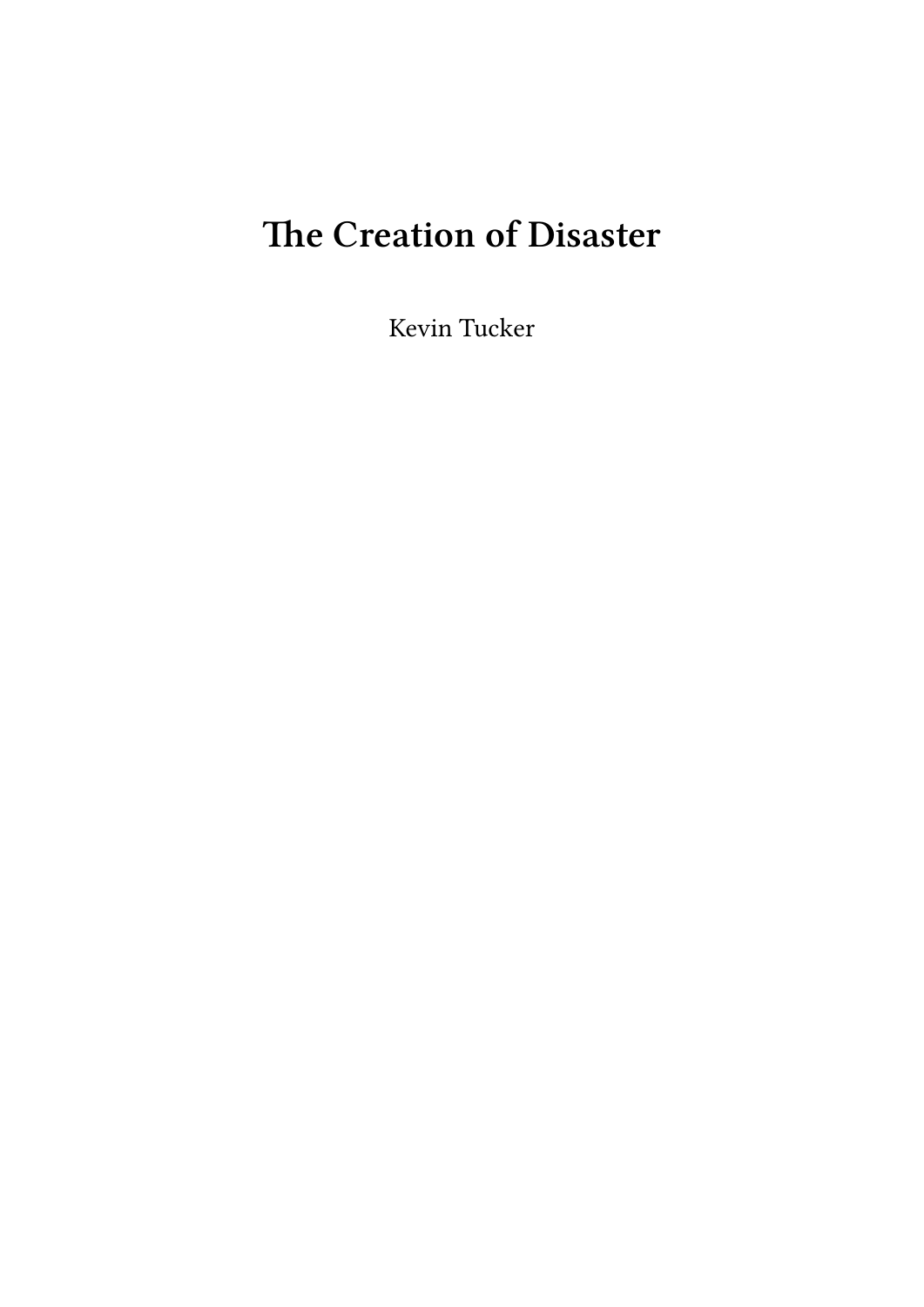# The Creation of Disaster

Kevin Tucker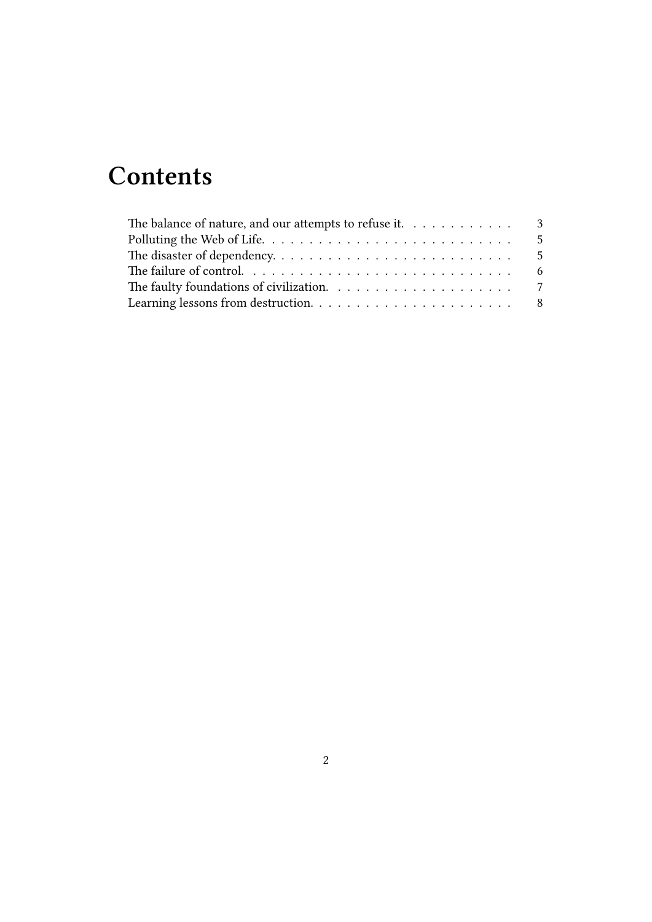# Contents

- The balance of nature, and our attempts to refuse it. . . . . . . . . . . . 3
- Polluting the Web of Life. . . . . . . . . . . . . . . . . . . . . . . . . . . 5
- The disaster of dependency. . . . . . . . . . . . . . . . . . . . . . . . . . 5
- The failure of control. . . . . . . . . . . . . . . . . . . . . . . . . . . . . 6
- The faulty foundations of civilization. . . . . . . . . . . . . . . . . . . . 7
- Learning lessons from destruction. . . . . . . . . . . . . . . . . . . . . . 8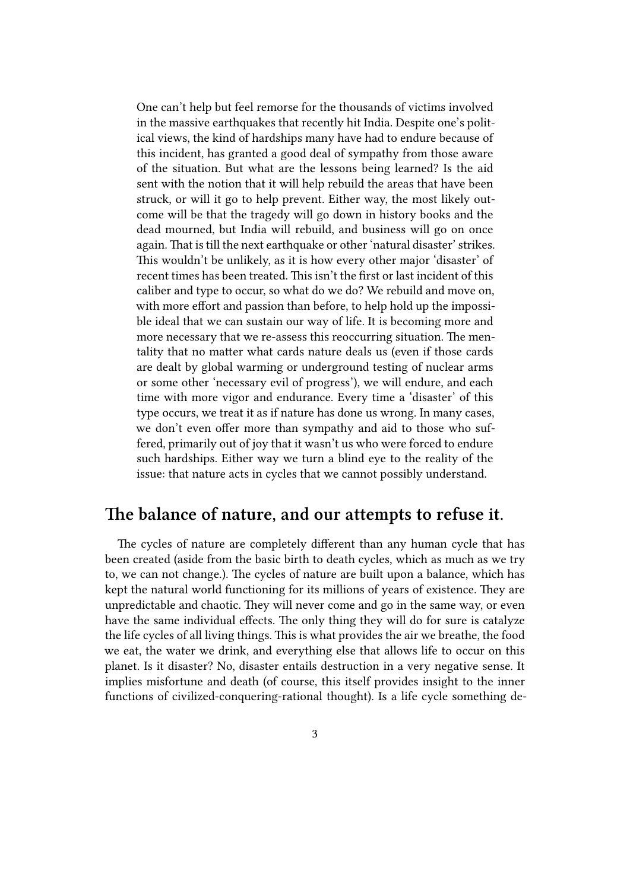One can't help but feel remorse for the thousands of victims involved in the massive earthquakes that recently hit India. Despite one's political views, the kind of hardships many have had to endure because of this incident, has granted a good deal of sympathy from those aware of the situation. But what are the lessons being learned? Is the aid sent with the notion that it will help rebuild the areas that have been struck, or will it go to help prevent. Either way, the most likely outcome will be that the tragedy will go down in history books and the dead mourned, but India will rebuild, and business will go on once again. That is till the next earthquake or other 'natural disaster' strikes. This wouldn't be unlikely, as it is how every other major 'disaster' of recent times has been treated. This isn't the first or last incident of this caliber and type to occur, so what do we do? We rebuild and move on, with more effort and passion than before, to help hold up the impossible ideal that we can sustain our way of life. It is becoming more and more necessary that we re-assess this reoccurring situation. The mentality that no matter what cards nature deals us (even if those cards are dealt by global warming or underground testing of nuclear arms or some other 'necessary evil of progress'), we will endure, and each time with more vigor and endurance. Every time a 'disaster' of this type occurs, we treat it as if nature has done us wrong. In many cases, we don't even offer more than sympathy and aid to those who suffered, primarily out of joy that it wasn't us who were forced to endure such hardships. Either way we turn a blind eye to the reality of the issue: that nature acts in cycles that we cannot possibly understand.

## The balance of nature, and our attempts to refuse it.

The cycles of nature are completely different than any human cycle that has been created (aside from the basic birth to death cycles, which as much as we try to, we can not change.). The cycles of nature are built upon a balance, which has kept the natural world functioning for its millions of years of existence. They are unpredictable and chaotic. They will never come and go in the same way, or even have the same individual effects. The only thing they will do for sure is catalyze the life cycles of all living things. This is what provides the air we breathe, the food we eat, the water we drink, and everything else that allows life to occur on this planet. Is it disaster? No, disaster entails destruction in a very negative sense. It implies misfortune and death (of course, this itself provides insight to the inner functions of civilized-conquering-rational thought). Is a life cycle something de-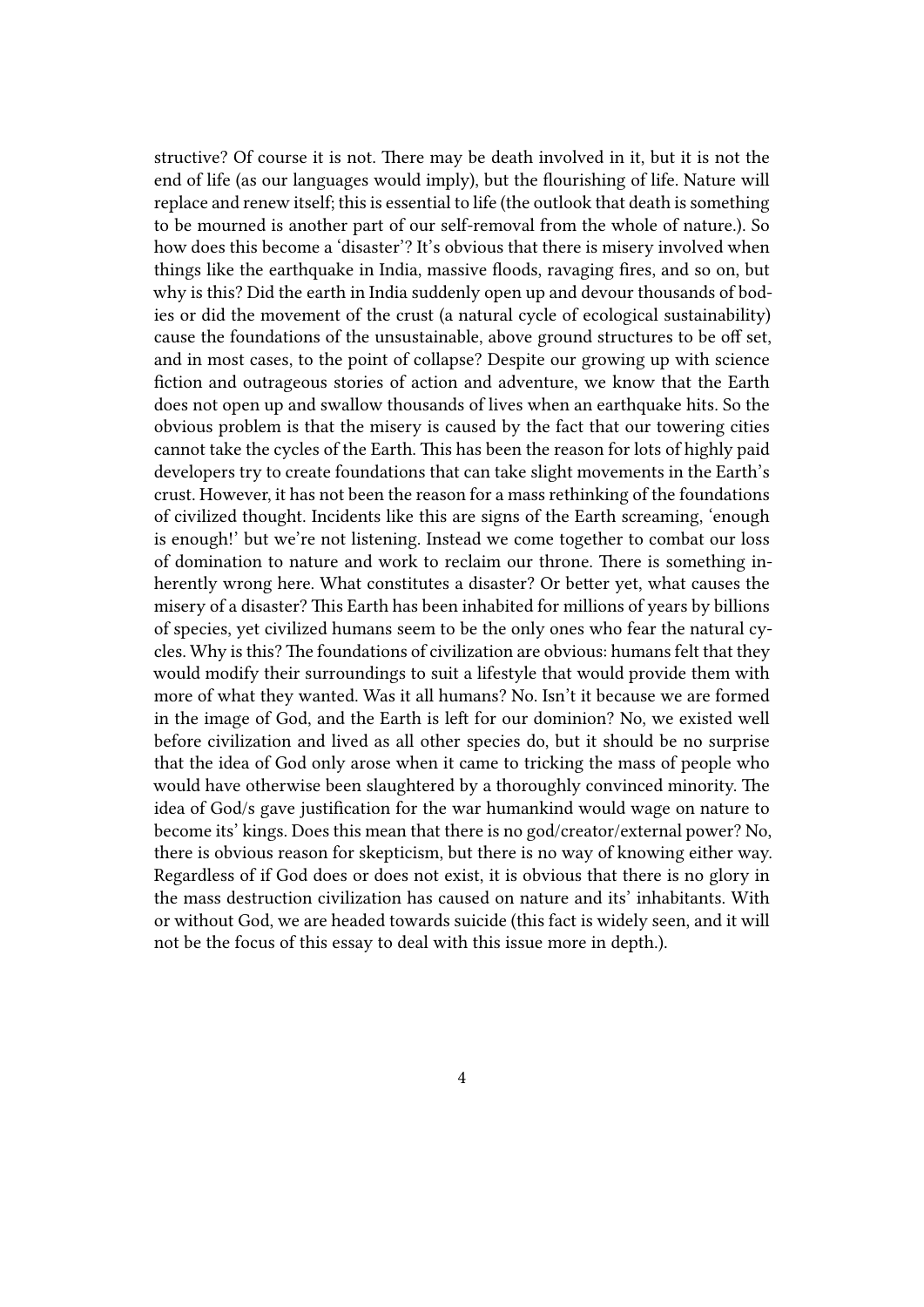structive? Of course it is not. There may be death involved in it, but it is not the end of life (as our languages would imply), but the flourishing of life. Nature will replace and renew itself; this is essential to life (the outlook that death is something to be mourned is another part of our self-removal from the whole of nature.). So how does this become a 'disaster'? It's obvious that there is misery involved when things like the earthquake in India, massive floods, ravaging fires, and so on, but why is this? Did the earth in India suddenly open up and devour thousands of bodies or did the movement of the crust (a natural cycle of ecological sustainability) cause the foundations of the unsustainable, above ground structures to be off set, and in most cases, to the point of collapse? Despite our growing up with science fiction and outrageous stories of action and adventure, we know that the Earth does not open up and swallow thousands of lives when an earthquake hits. So the obvious problem is that the misery is caused by the fact that our towering cities cannot take the cycles of the Earth. This has been the reason for lots of highly paid developers try to create foundations that can take slight movements in the Earth's crust. However, it has not been the reason for a mass rethinking of the foundations of civilized thought. Incidents like this are signs of the Earth screaming, 'enough is enough!' but we're not listening. Instead we come together to combat our loss of domination to nature and work to reclaim our throne. There is something inherently wrong here. What constitutes a disaster? Or better yet, what causes the misery of a disaster? This Earth has been inhabited for millions of years by billions of species, yet civilized humans seem to be the only ones who fear the natural cycles. Why is this? The foundations of civilization are obvious: humans felt that they would modify their surroundings to suit a lifestyle that would provide them with more of what they wanted. Was it all humans? No. Isn't it because we are formed in the image of God, and the Earth is left for our dominion? No, we existed well before civilization and lived as all other species do, but it should be no surprise that the idea of God only arose when it came to tricking the mass of people who would have otherwise been slaughtered by a thoroughly convinced minority. The idea of God/s gave justification for the war humankind would wage on nature to become its' kings. Does this mean that there is no god/creator/external power? No, there is obvious reason for skepticism, but there is no way of knowing either way. Regardless of if God does or does not exist, it is obvious that there is no glory in the mass destruction civilization has caused on nature and its' inhabitants. With or without God, we are headed towards suicide (this fact is widely seen, and it will not be the focus of this essay to deal with this issue more in depth.).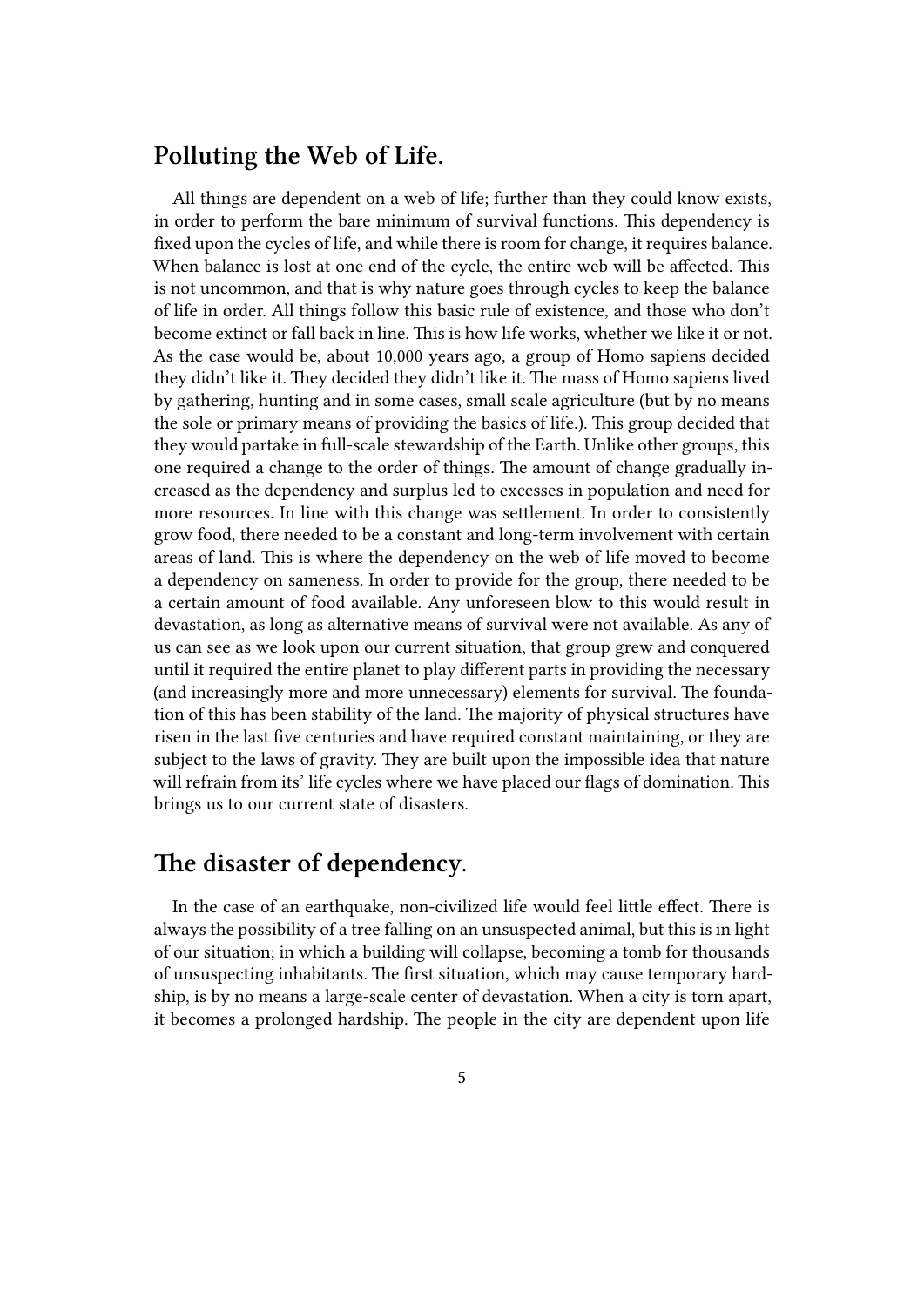## Polluting the Web of Life.

All things are dependent on a web of life; further than they could know exists, in order to perform the bare minimum of survival functions. This dependency is fixed upon the cycles of life, and while there is room for change, it requires balance. When balance is lost at one end of the cycle, the entire web will be affected. This is not uncommon, and that is why nature goes through cycles to keep the balance of life in order. All things follow this basic rule of existence, and those who don't become extinct or fall back in line. This is how life works, whether we like it or not. As the case would be, about 10,000 years ago, a group of Homo sapiens decided they didn't like it. They decided they didn't like it. The mass of Homo sapiens lived by gathering, hunting and in some cases, small scale agriculture (but by no means the sole or primary means of providing the basics of life.). This group decided that they would partake in full-scale stewardship of the Earth. Unlike other groups, this one required a change to the order of things. The amount of change gradually increased as the dependency and surplus led to excesses in population and need for more resources. In line with this change was settlement. In order to consistently grow food, there needed to be a constant and long-term involvement with certain areas of land. This is where the dependency on the web of life moved to become a dependency on sameness. In order to provide for the group, there needed to be a certain amount of food available. Any unforeseen blow to this would result in devastation, as long as alternative means of survival were not available. As any of us can see as we look upon our current situation, that group grew and conquered until it required the entire planet to play different parts in providing the necessary (and increasingly more and more unnecessary) elements for survival. The foundation of this has been stability of the land. The majority of physical structures have risen in the last five centuries and have required constant maintaining, or they are subject to the laws of gravity. They are built upon the impossible idea that nature will refrain from its' life cycles where we have placed our flags of domination. This brings us to our current state of disasters.

## The disaster of dependency.

In the case of an earthquake, non-civilized life would feel little effect. There is always the possibility of a tree falling on an unsuspected animal, but this is in light of our situation; in which a building will collapse, becoming a tomb for thousands of unsuspecting inhabitants. The first situation, which may cause temporary hardship, is by no means a large-scale center of devastation. When a city is torn apart, it becomes a prolonged hardship. The people in the city are dependent upon life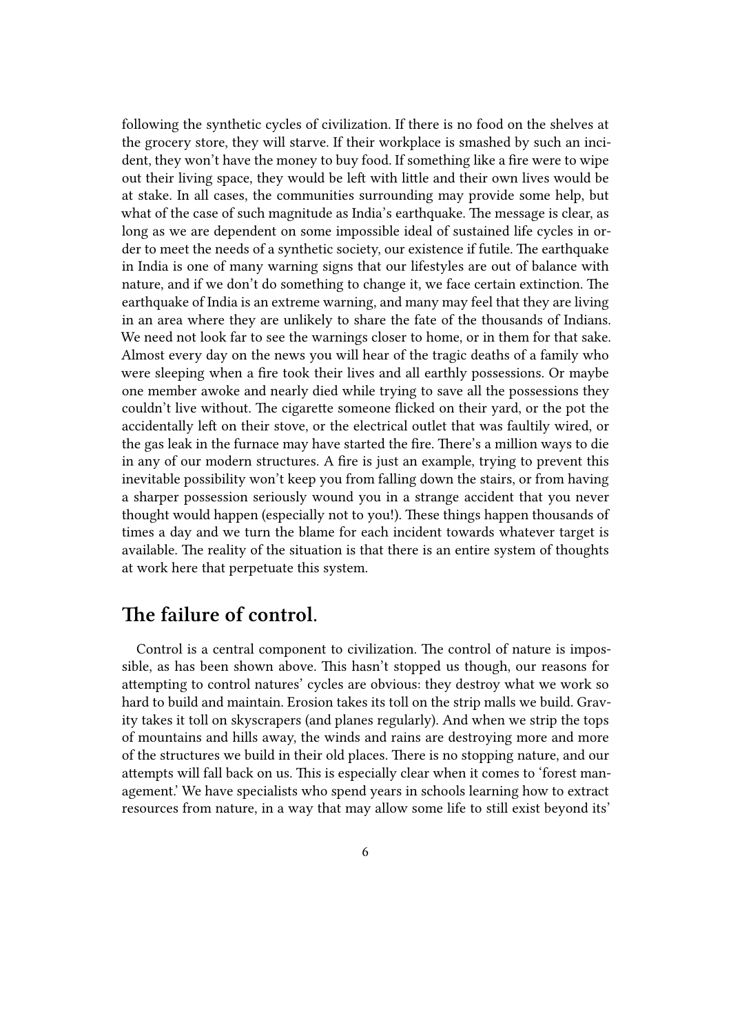following the synthetic cycles of civilization. If there is no food on the shelves at the grocery store, they will starve. If their workplace is smashed by such an incident, they won't have the money to buy food. If something like a fire were to wipe out their living space, they would be left with little and their own lives would be at stake. In all cases, the communities surrounding may provide some help, but what of the case of such magnitude as India's earthquake. The message is clear, as long as we are dependent on some impossible ideal of sustained life cycles in order to meet the needs of a synthetic society, our existence if futile. The earthquake in India is one of many warning signs that our lifestyles are out of balance with nature, and if we don't do something to change it, we face certain extinction. The earthquake of India is an extreme warning, and many may feel that they are living in an area where they are unlikely to share the fate of the thousands of Indians. We need not look far to see the warnings closer to home, or in them for that sake. Almost every day on the news you will hear of the tragic deaths of a family who were sleeping when a fire took their lives and all earthly possessions. Or maybe one member awoke and nearly died while trying to save all the possessions they couldn't live without. The cigarette someone flicked on their yard, or the pot the accidentally left on their stove, or the electrical outlet that was faultily wired, or the gas leak in the furnace may have started the fire. There's a million ways to die in any of our modern structures. A fire is just an example, trying to prevent this inevitable possibility won't keep you from falling down the stairs, or from having a sharper possession seriously wound you in a strange accident that you never thought would happen (especially not to you!). These things happen thousands of times a day and we turn the blame for each incident towards whatever target is available. The reality of the situation is that there is an entire system of thoughts at work here that perpetuate this system.

## The failure of control.

Control is a central component to civilization. The control of nature is impossible, as has been shown above. This hasn't stopped us though, our reasons for attempting to control natures' cycles are obvious: they destroy what we work so hard to build and maintain. Erosion takes its toll on the strip malls we build. Gravity takes it toll on skyscrapers (and planes regularly). And when we strip the tops of mountains and hills away, the winds and rains are destroying more and more of the structures we build in their old places. There is no stopping nature, and our attempts will fall back on us. This is especially clear when it comes to 'forest management.' We have specialists who spend years in schools learning how to extract resources from nature, in a way that may allow some life to still exist beyond its'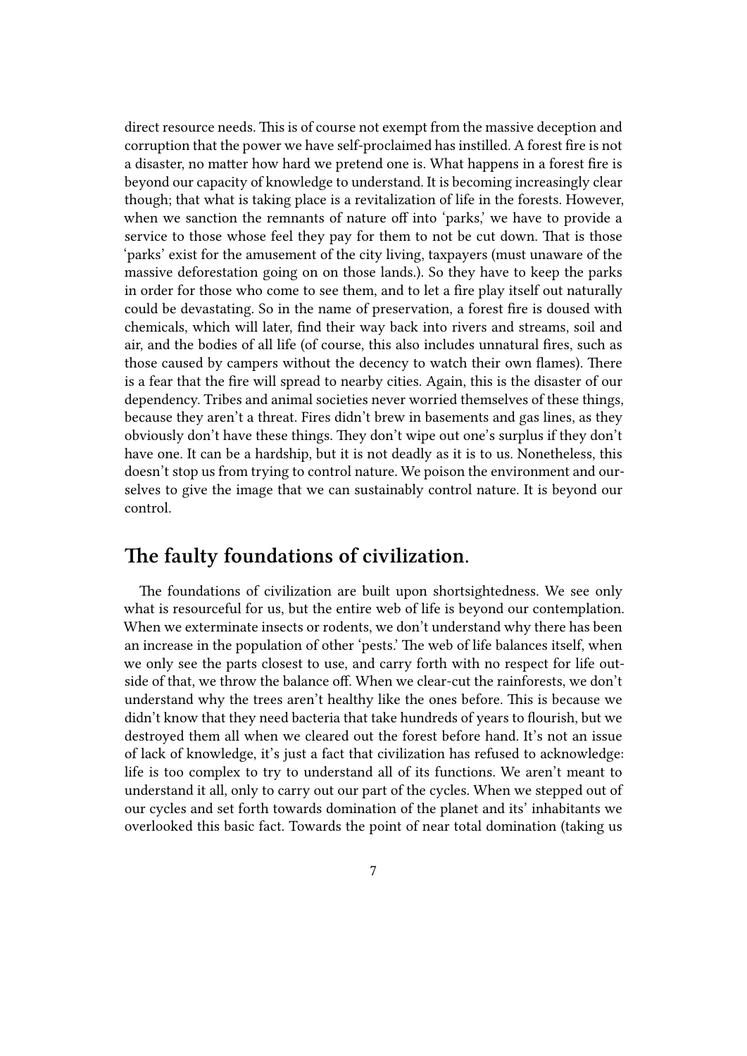direct resource needs. This is of course not exempt from the massive deception and corruption that the power we have self-proclaimed has instilled. A forest fire is not a disaster, no matter how hard we pretend one is. What happens in a forest fire is beyond our capacity of knowledge to understand. It is becoming increasingly clear though; that what is taking place is a revitalization of life in the forests. However, when we sanction the remnants of nature off into 'parks,' we have to provide a service to those whose feel they pay for them to not be cut down. That is those 'parks' exist for the amusement of the city living, taxpayers (must unaware of the massive deforestation going on on those lands.). So they have to keep the parks in order for those who come to see them, and to let a fire play itself out naturally could be devastating. So in the name of preservation, a forest fire is doused with chemicals, which will later, find their way back into rivers and streams, soil and air, and the bodies of all life (of course, this also includes unnatural fires, such as those caused by campers without the decency to watch their own flames). There is a fear that the fire will spread to nearby cities. Again, this is the disaster of our dependency. Tribes and animal societies never worried themselves of these things, because they aren't a threat. Fires didn't brew in basements and gas lines, as they obviously don't have these things. They don't wipe out one's surplus if they don't have one. It can be a hardship, but it is not deadly as it is to us. Nonetheless, this doesn't stop us from trying to control nature. We poison the environment and ourselves to give the image that we can sustainably control nature. It is beyond our control.

## The faulty foundations of civilization.

The foundations of civilization are built upon shortsightedness. We see only what is resourceful for us, but the entire web of life is beyond our contemplation. When we exterminate insects or rodents, we don't understand why there has been an increase in the population of other 'pests.' The web of life balances itself, when we only see the parts closest to use, and carry forth with no respect for life outside of that, we throw the balance off. When we clear-cut the rainforests, we don't understand why the trees aren't healthy like the ones before. This is because we didn't know that they need bacteria that take hundreds of years to flourish, but we destroyed them all when we cleared out the forest before hand. It's not an issue of lack of knowledge, it's just a fact that civilization has refused to acknowledge: life is too complex to try to understand all of its functions. We aren't meant to understand it all, only to carry out our part of the cycles. When we stepped out of our cycles and set forth towards domination of the planet and its' inhabitants we overlooked this basic fact. Towards the point of near total domination (taking us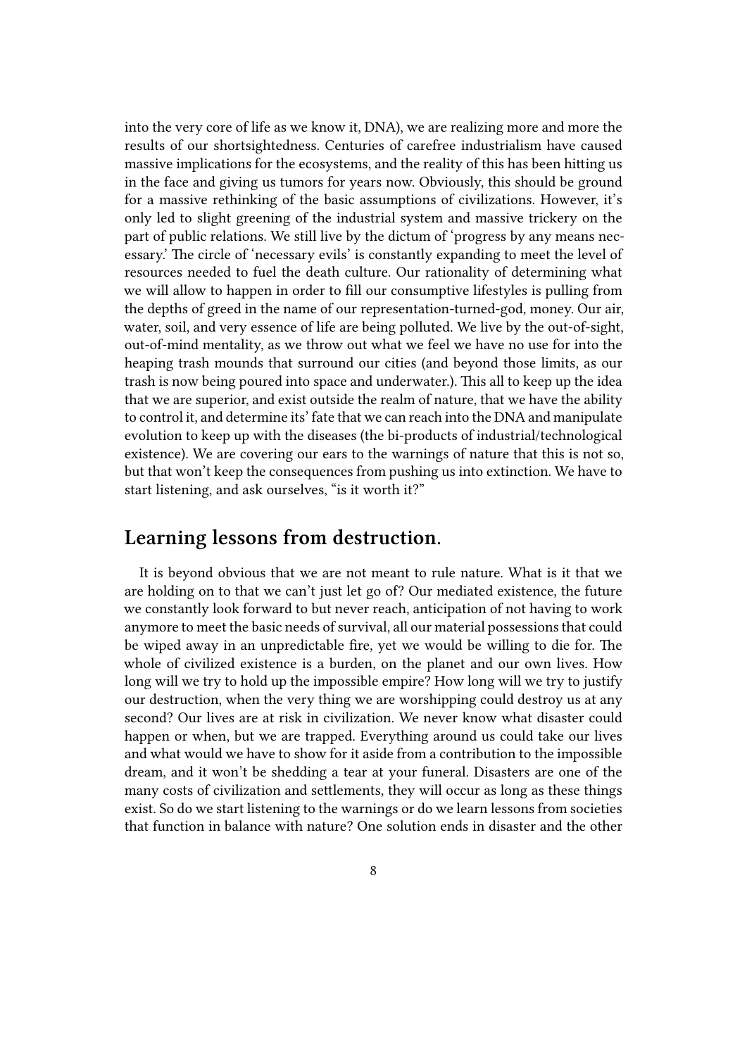into the very core of life as we know it, DNA), we are realizing more and more the results of our shortsightedness. Centuries of carefree industrialism have caused massive implications for the ecosystems, and the reality of this has been hitting us in the face and giving us tumors for years now. Obviously, this should be ground for a massive rethinking of the basic assumptions of civilizations. However, it's only led to slight greening of the industrial system and massive trickery on the part of public relations. We still live by the dictum of 'progress by any means necessary.' The circle of 'necessary evils' is constantly expanding to meet the level of resources needed to fuel the death culture. Our rationality of determining what we will allow to happen in order to fill our consumptive lifestyles is pulling from the depths of greed in the name of our representation-turned-god, money. Our air, water, soil, and very essence of life are being polluted. We live by the out-of-sight, out-of-mind mentality, as we throw out what we feel we have no use for into the heaping trash mounds that surround our cities (and beyond those limits, as our trash is now being poured into space and underwater.). This all to keep up the idea that we are superior, and exist outside the realm of nature, that we have the ability to control it, and determine its' fate that we can reach into the DNA and manipulate evolution to keep up with the diseases (the bi-products of industrial/technological existence). We are covering our ears to the warnings of nature that this is not so, but that won't keep the consequences from pushing us into extinction. We have to start listening, and ask ourselves, "is it worth it?"

## Learning lessons from destruction.

It is beyond obvious that we are not meant to rule nature. What is it that we are holding on to that we can't just let go of? Our mediated existence, the future we constantly look forward to but never reach, anticipation of not having to work anymore to meet the basic needs of survival, all our material possessions that could be wiped away in an unpredictable fire, yet we would be willing to die for. The whole of civilized existence is a burden, on the planet and our own lives. How long will we try to hold up the impossible empire? How long will we try to justify our destruction, when the very thing we are worshipping could destroy us at any second? Our lives are at risk in civilization. We never know what disaster could happen or when, but we are trapped. Everything around us could take our lives and what would we have to show for it aside from a contribution to the impossible dream, and it won't be shedding a tear at your funeral. Disasters are one of the many costs of civilization and settlements, they will occur as long as these things exist. So do we start listening to the warnings or do we learn lessons from societies that function in balance with nature? One solution ends in disaster and the other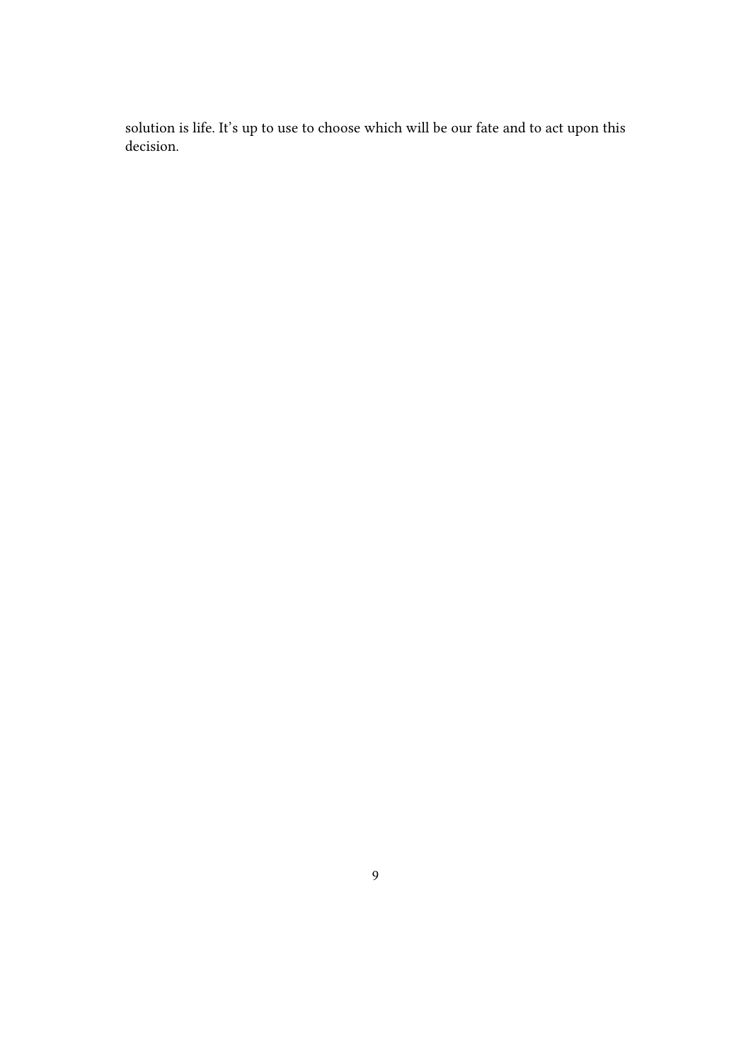solution is life. It's up to use to choose which will be our fate and to act upon this decision.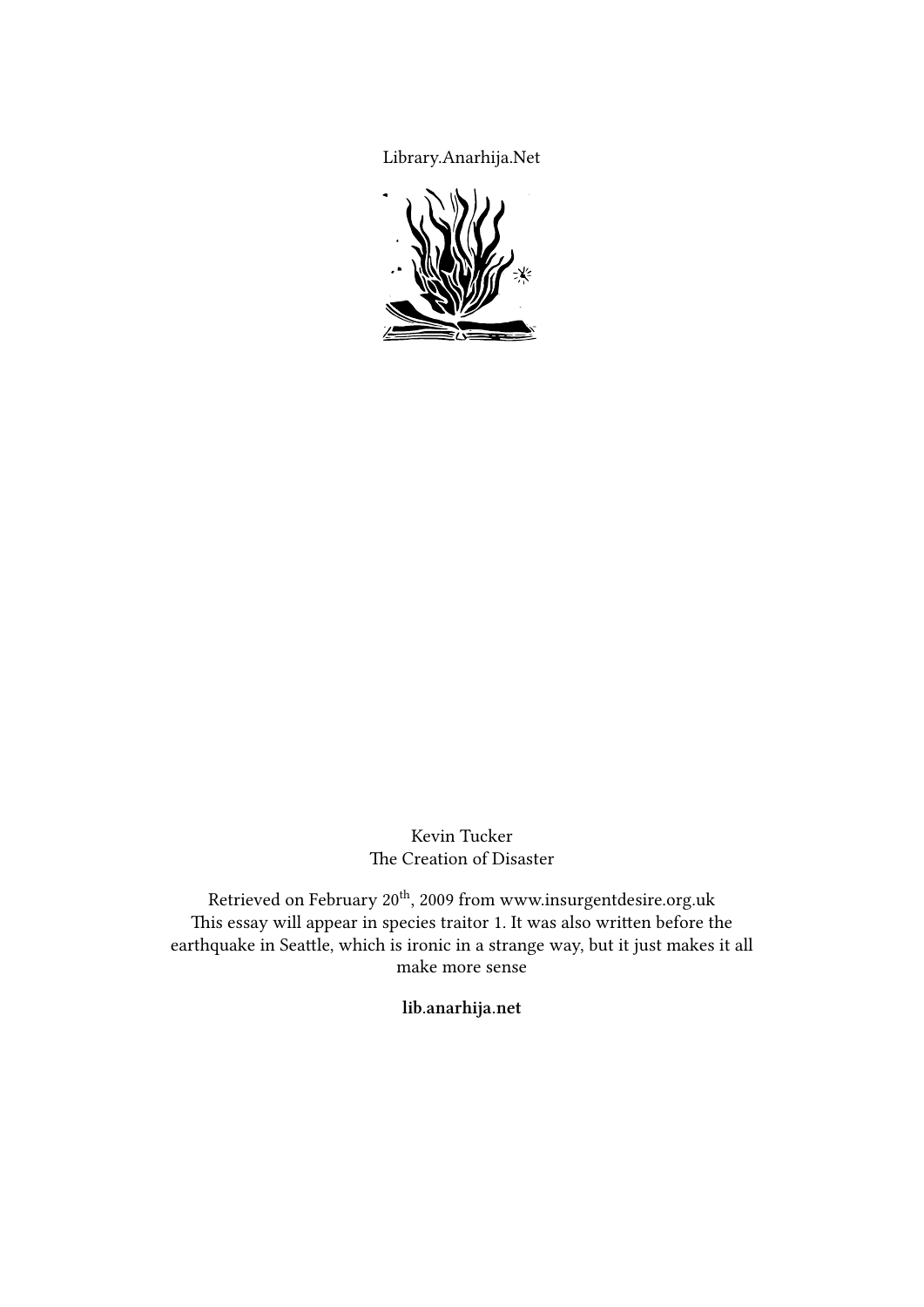Library.Anarhija.Net

Kevin Tucker
The Creation of Disaster

Retrieved on February 20th, 2009 from www.insurgentdesire.org.uk
This essay will appear in species traitor 1. It was also written before the earthquake in Seattle, which is ironic in a strange way, but it just makes it all make more sense

**lib.anarhija.net**